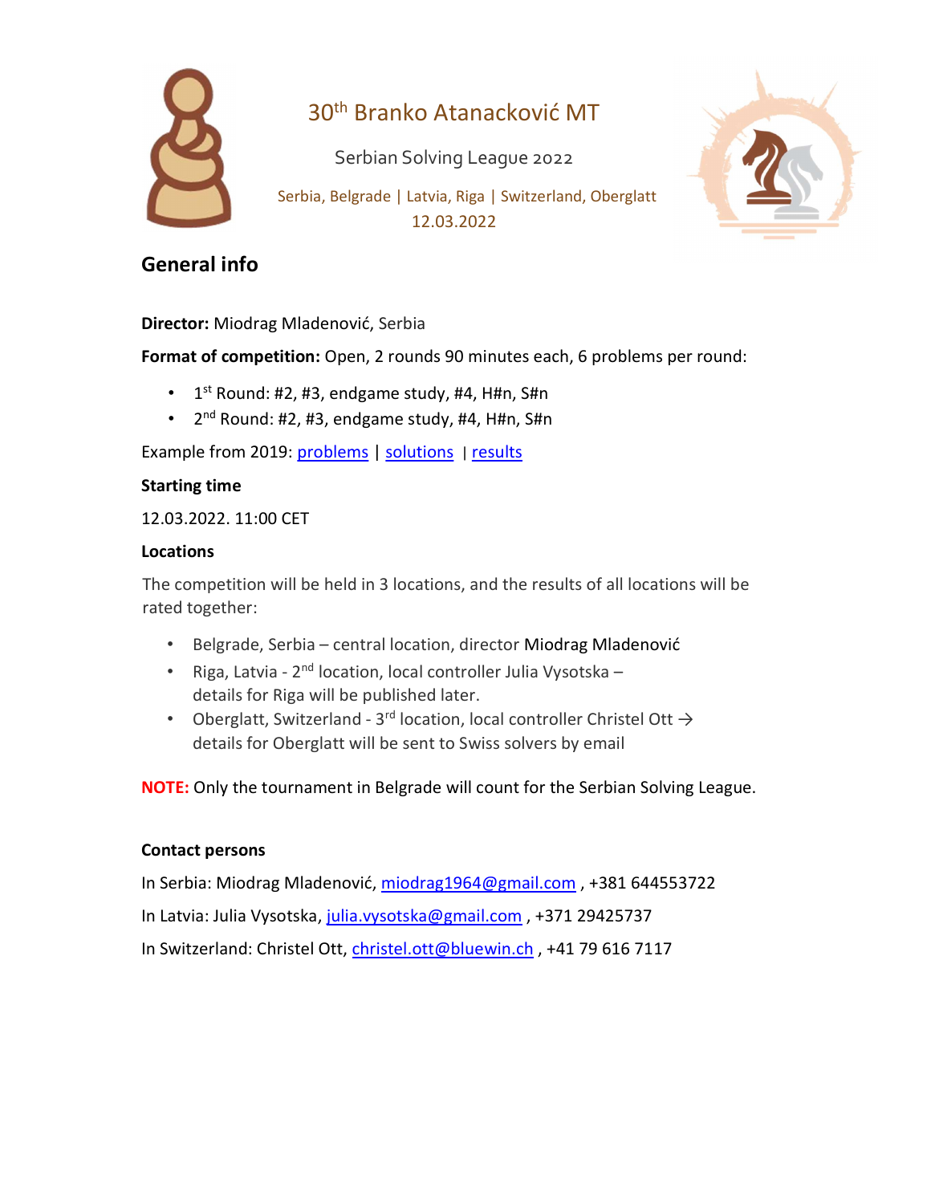# 30th Branko Atanacković MT

Serbian Solving League 2022

Serbia, Belgrade | Latvia, Riga | Switzerland, Oberglatt
12.03.2022

## General info

**Director:** Miodrag Mladenović, Serbia

**Format of competition:** Open, 2 rounds 90 minutes each, 6 problems per round:

- 1st Round: #2, #3, endgame study, #4, H#n, S#n
- 2nd Round: #2, #3, endgame study, #4, H#n, S#n

Example from 2019: problems | solutions | results

**Starting time**

12.03.2022. 11:00 CET

**Locations**

The competition will be held in 3 locations, and the results of all locations will be rated together:

- Belgrade, Serbia – central location, director Miodrag Mladenović
- Riga, Latvia - 2nd location, local controller Julia Vysotska – details for Riga will be published later.
- Oberglatt, Switzerland - 3rd location, local controller Christel Ott → details for Oberglatt will be sent to Swiss solvers by email

**NOTE:** Only the tournament in Belgrade will count for the Serbian Solving League.

**Contact persons**

In Serbia: Miodrag Mladenović, miodrag1964@gmail.com , +381 644553722

In Latvia: Julia Vysotska, julia.vysotska@gmail.com , +371 29425737

In Switzerland: Christel Ott, christel.ott@bluewin.ch , +41 79 616 7117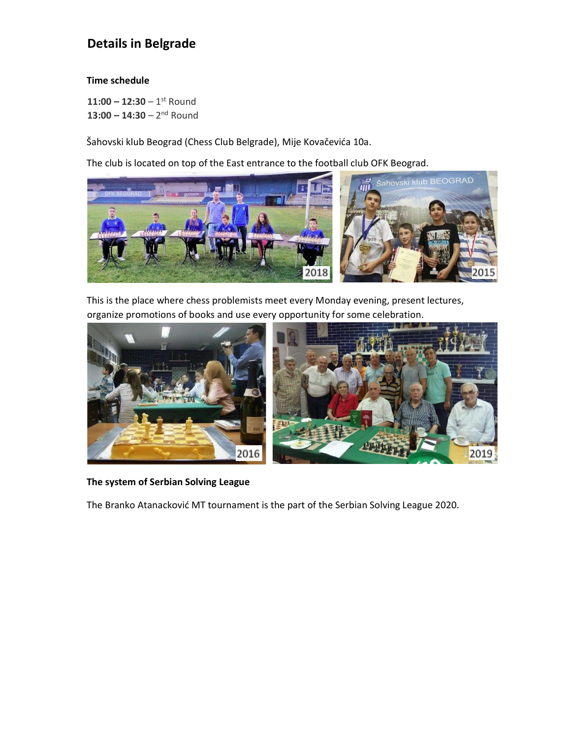# Details in Belgrade

**Time schedule**

**11:00 – 12:30** – 1st Round
**13:00 – 14:30** – 2nd Round

Šahovski klub Beograd (Chess Club Belgrade), Mije Kovačevića 10a.

The club is located on top of the East entrance to the football club OFK Beograd.

This is the place where chess problemists meet every Monday evening, present lectures, organize promotions of books and use every opportunity for some celebration.

**The system of Serbian Solving League**

The Branko Atanacković MT tournament is the part of the Serbian Solving League 2020.